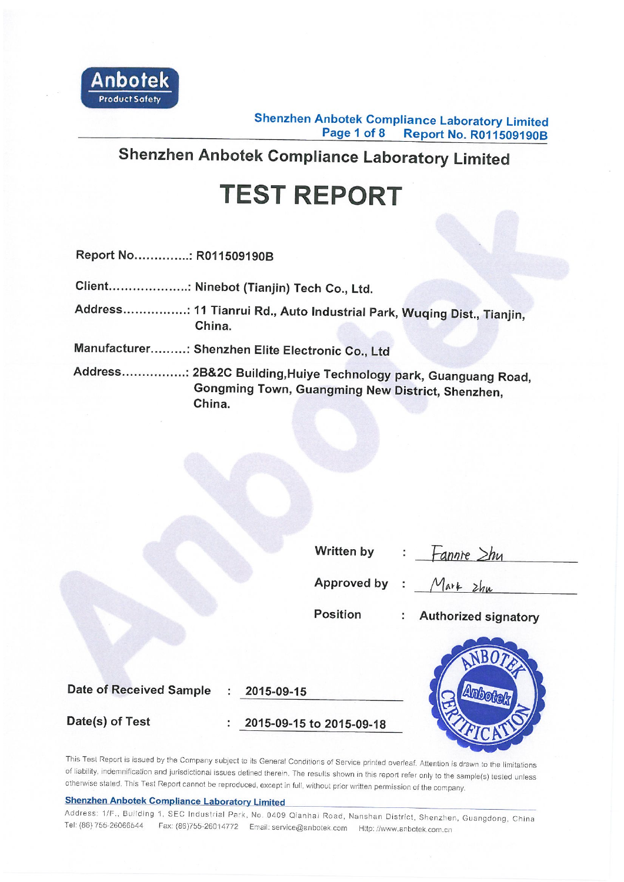## Shenzhen Anbotek Compliance Laboratory Limited

# TEST REPORT

Report No..............: R011509190B

Client.....................: Ninebot (Tianjin) Tech Co., Ltd.

Address................: 11 Tianrui Rd., Auto Industrial Park, Wuqing Dist., Tianjin, China.

Manufacturer.........: Shenzhen Elite Electronic Co., Ltd

Address................: 2B&2C Building,Huiye Technology park, Guanguang Road, Gongming Town, Guangming New District, Shenzhen, China.

Written by : Fannie Zhu

Approved by : Mark Zhu

Position : Authorized signatory

Date of Received Sample : 2015-09-15

Date(s) of Test : 2015-09-15 to 2015-09-18

This Test Report is issued by the Company subject to its General Conditions of Service printed overleaf. Attention is drawn to the limitations of liability, indemnification and jurisdictional issues defined therein. The results shown in this report refer only to the sample(s) tested unless otherwise stated. This Test Report cannot be reproduced, except in full, without prior written permission of the company.

**Shenzhen Anbotek Compliance Laboratory Limited**

Address: 1/F., Building 1, SEC Industrial Park, No. 0409 Qianhai Road, Nanshan District, Shenzhen, Guangdong, China
Tel: (86) 755-26066544 Fax: (86)755-26014772 Email: service@anbotek.com Http: //www.anbotek.com.cn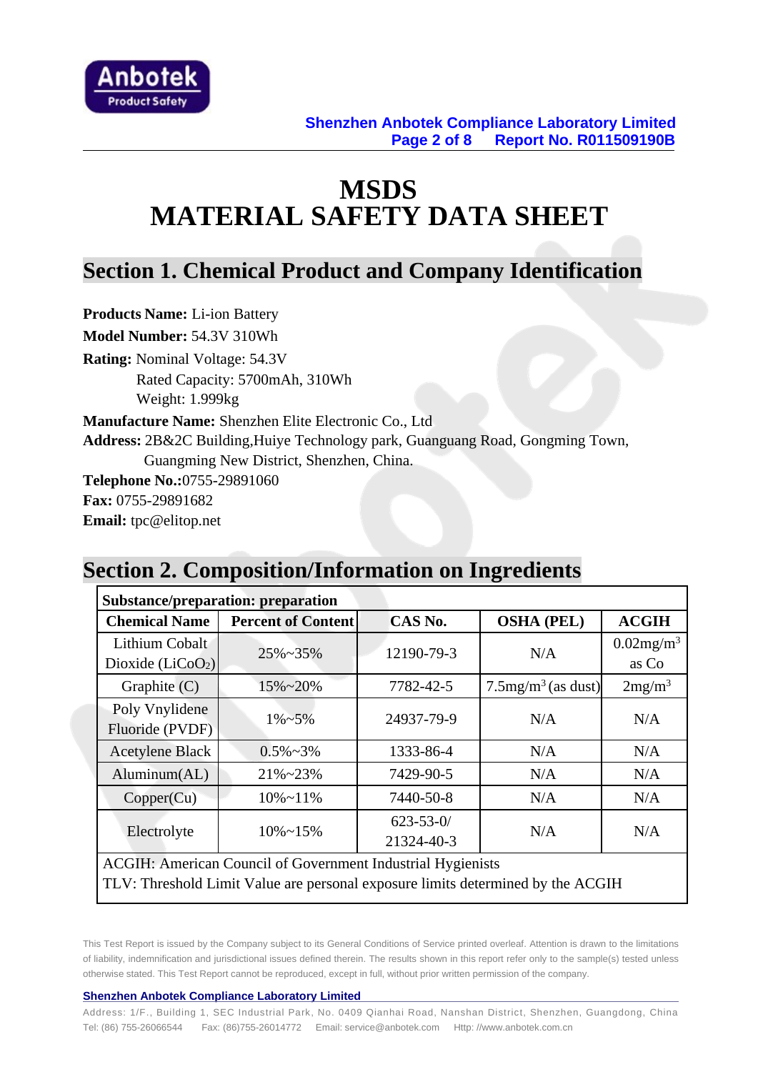# MSDS
# MATERIAL SAFETY DATA SHEET

## Section 1. Chemical Product and Company Identification

**Products Name:** Li-ion Battery

**Model Number:** 54.3V 310Wh

**Rating:** Nominal Voltage: 54.3V
Rated Capacity: 5700mAh, 310Wh
Weight: 1.999kg

**Manufacture Name:** Shenzhen Elite Electronic Co., Ltd

**Address:** 2B&2C Building,Huiye Technology park, Guanguang Road, Gongming Town, Guangming New District, Shenzhen, China.

**Telephone No.:**0755-29891060

**Fax:** 0755-29891682

**Email:** tpc@elitop.net

## Section 2. Composition/Information on Ingredients

| Substance/preparation: preparation | | | | |
|---|---|---|---|---|
| **Chemical Name** | **Percent of Content** | **CAS No.** | **OSHA (PEL)** | **ACGIH** |
| Lithium Cobalt Dioxide ($LiCoO_2$) | 25%~35% | 12190-79-3 | N/A | $0.02mg/m^3$ as Co |
| Graphite (C) | 15%~20% | 7782-42-5 | $7.5mg/m^3$ (as dust) | $2mg/m^3$ |
| Poly Vnylidene Fluoride (PVDF) | 1%~5% | 24937-79-9 | N/A | N/A |
| Acetylene Black | 0.5%~3% | 1333-86-4 | N/A | N/A |
| Aluminum(AL) | 21%~23% | 7429-90-5 | N/A | N/A |
| Copper(Cu) | 10%~11% | 7440-50-8 | N/A | N/A |
| Electrolyte | 10%~15% | 623-53-0/ 21324-40-3 | N/A | N/A |

ACGIH: American Council of Government Industrial Hygienists
TLV: Threshold Limit Value are personal exposure limits determined by the ACGIH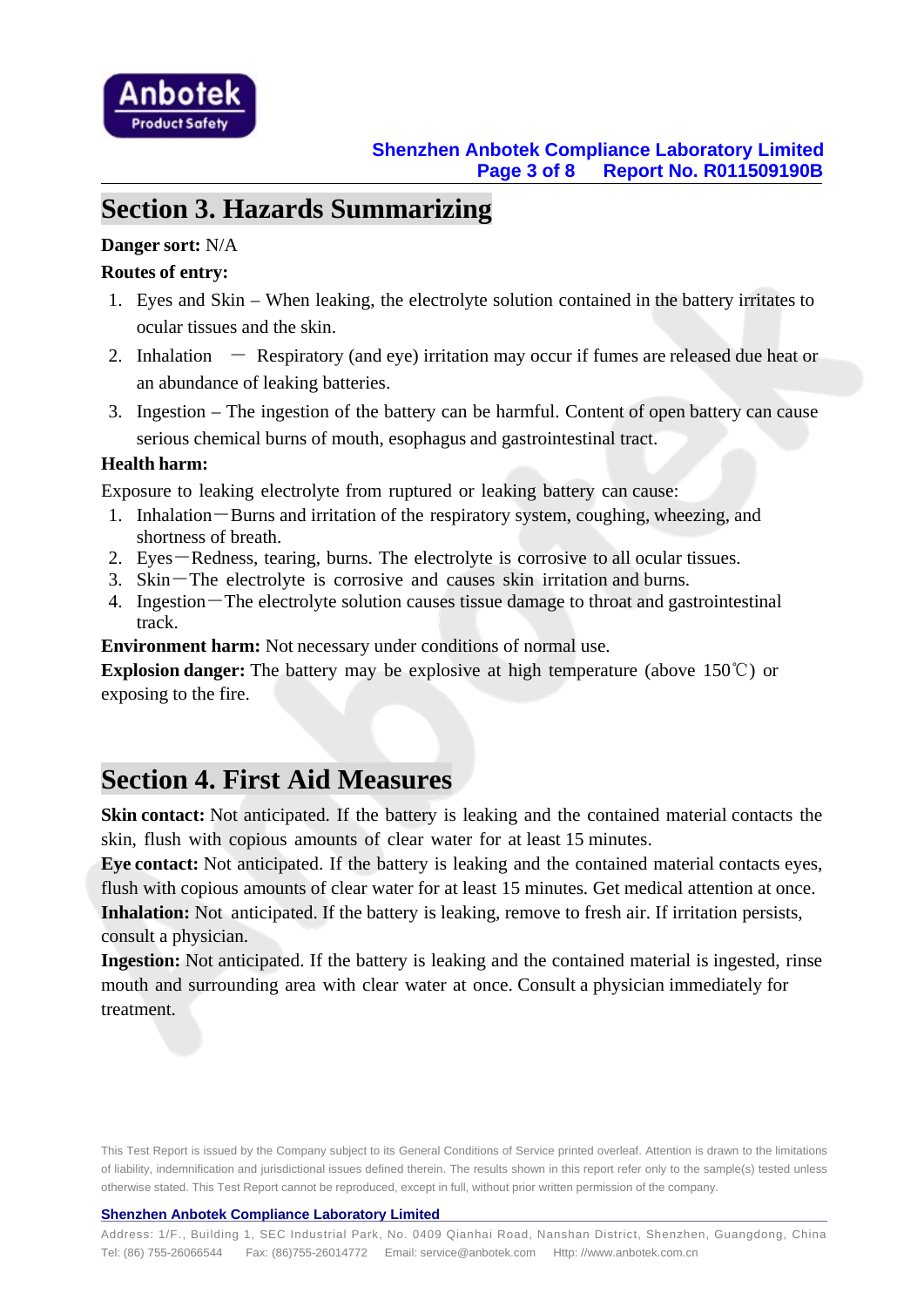## Section 3. Hazards Summarizing

**Danger sort:** N/A

**Routes of entry:**

1. Eyes and Skin – When leaking, the electrolyte solution contained in the battery irritates to ocular tissues and the skin.
2. Inhalation — Respiratory (and eye) irritation may occur if fumes are released due heat or an abundance of leaking batteries.
3. Ingestion – The ingestion of the battery can be harmful. Content of open battery can cause serious chemical burns of mouth, esophagus and gastrointestinal tract.

**Health harm:**

Exposure to leaking electrolyte from ruptured or leaking battery can cause:

1. Inhalation—Burns and irritation of the respiratory system, coughing, wheezing, and shortness of breath.
2. Eyes—Redness, tearing, burns. The electrolyte is corrosive to all ocular tissues.
3. Skin—The electrolyte is corrosive and causes skin irritation and burns.
4. Ingestion—The electrolyte solution causes tissue damage to throat and gastrointestinal track.

**Environment harm:** Not necessary under conditions of normal use.

**Explosion danger:** The battery may be explosive at high temperature (above 150℃) or exposing to the fire.

## Section 4. First Aid Measures

**Skin contact:** Not anticipated. If the battery is leaking and the contained material contacts the skin, flush with copious amounts of clear water for at least 15 minutes.

**Eye contact:** Not anticipated. If the battery is leaking and the contained material contacts eyes, flush with copious amounts of clear water for at least 15 minutes. Get medical attention at once.

**Inhalation:** Not anticipated. If the battery is leaking, remove to fresh air. If irritation persists, consult a physician.

**Ingestion:** Not anticipated. If the battery is leaking and the contained material is ingested, rinse mouth and surrounding area with clear water at once. Consult a physician immediately for treatment.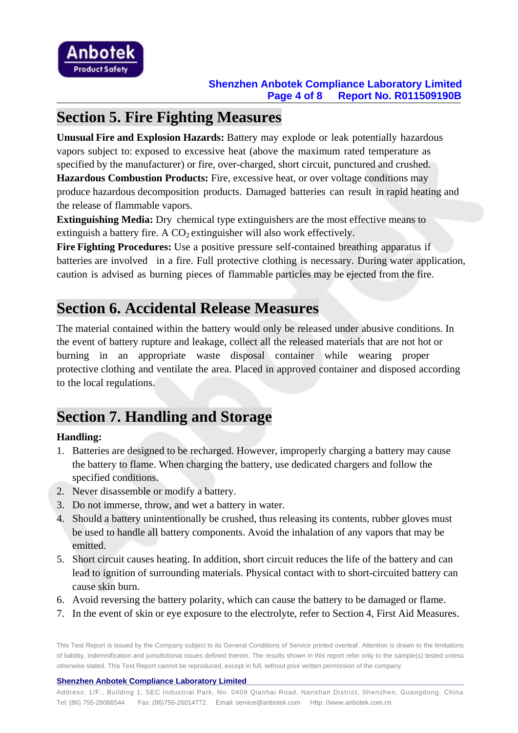## Section 5. Fire Fighting Measures

**Unusual Fire and Explosion Hazards:** Battery may explode or leak potentially hazardous vapors subject to: exposed to excessive heat (above the maximum rated temperature as specified by the manufacturer) or fire, over-charged, short circuit, punctured and crushed.
**Hazardous Combustion Products:** Fire, excessive heat, or over voltage conditions may produce hazardous decomposition products. Damaged batteries can result in rapid heating and the release of flammable vapors.
**Extinguishing Media:** Dry chemical type extinguishers are the most effective means to extinguish a battery fire. A $CO_2$ extinguisher will also work effectively.
**Fire Fighting Procedures:** Use a positive pressure self-contained breathing apparatus if batteries are involved in a fire. Full protective clothing is necessary. During water application, caution is advised as burning pieces of flammable particles may be ejected from the fire.

## Section 6. Accidental Release Measures

The material contained within the battery would only be released under abusive conditions. In the event of battery rupture and leakage, collect all the released materials that are not hot or burning in an appropriate waste disposal container while wearing proper protective clothing and ventilate the area. Placed in approved container and disposed according to the local regulations.

## Section 7. Handling and Storage

**Handling:**

1. Batteries are designed to be recharged. However, improperly charging a battery may cause the battery to flame. When charging the battery, use dedicated chargers and follow the specified conditions.
2. Never disassemble or modify a battery.
3. Do not immerse, throw, and wet a battery in water.
4. Should a battery unintentionally be crushed, thus releasing its contents, rubber gloves must be used to handle all battery components. Avoid the inhalation of any vapors that may be emitted.
5. Short circuit causes heating. In addition, short circuit reduces the life of the battery and can lead to ignition of surrounding materials. Physical contact with to short-circuited battery can cause skin burn.
6. Avoid reversing the battery polarity, which can cause the battery to be damaged or flame.
7. In the event of skin or eye exposure to the electrolyte, refer to Section 4, First Aid Measures.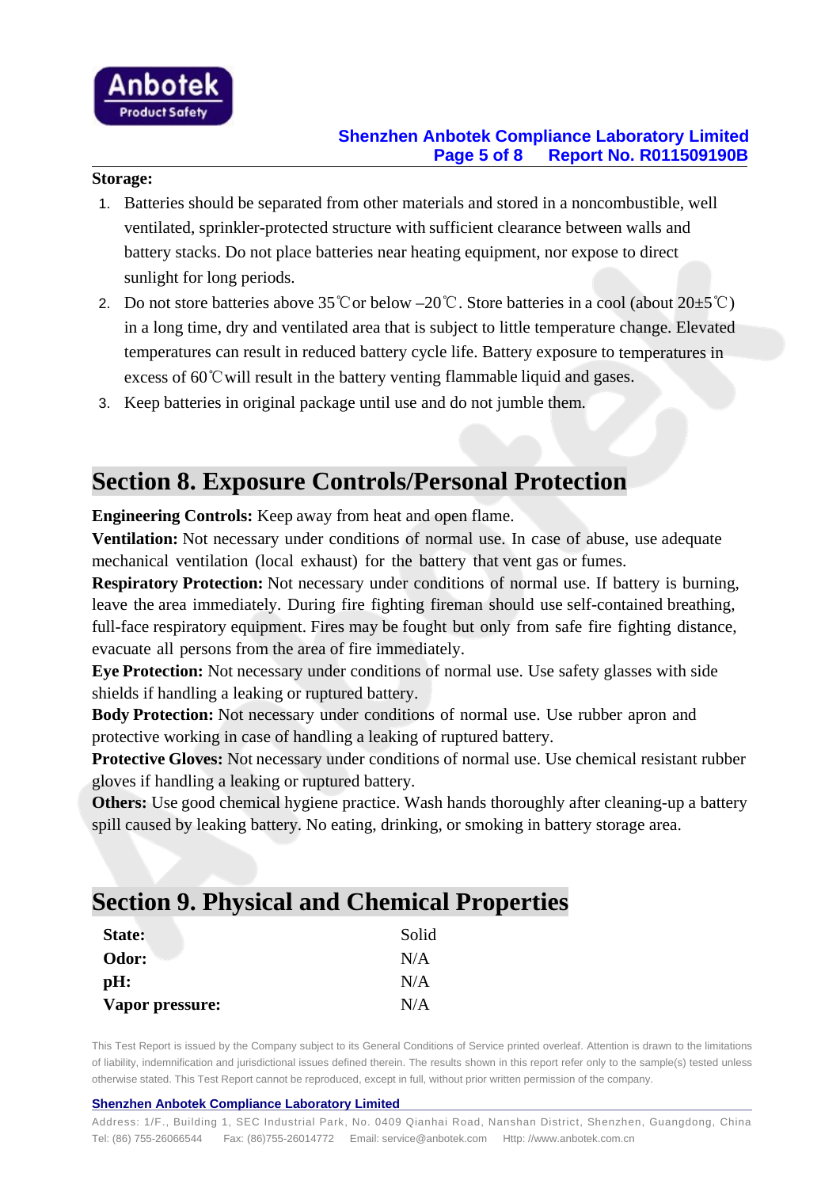**Storage:**

1. Batteries should be separated from other materials and stored in a noncombustible, well ventilated, sprinkler-protected structure with sufficient clearance between walls and battery stacks. Do not place batteries near heating equipment, nor expose to direct sunlight for long periods.
2. Do not store batteries above 35℃or below –20℃. Store batteries in a cool (about 20±5℃) in a long time, dry and ventilated area that is subject to little temperature change. Elevated temperatures can result in reduced battery cycle life. Battery exposure to temperatures in excess of 60℃will result in the battery venting flammable liquid and gases.
3. Keep batteries in original package until use and do not jumble them.

## Section 8. Exposure Controls/Personal Protection

**Engineering Controls:** Keep away from heat and open flame.
**Ventilation:** Not necessary under conditions of normal use. In case of abuse, use adequate mechanical ventilation (local exhaust) for the battery that vent gas or fumes.
**Respiratory Protection:** Not necessary under conditions of normal use. If battery is burning, leave the area immediately. During fire fighting fireman should use self-contained breathing, full-face respiratory equipment. Fires may be fought but only from safe fire fighting distance, evacuate all persons from the area of fire immediately.
**Eye Protection:** Not necessary under conditions of normal use. Use safety glasses with side shields if handling a leaking or ruptured battery.
**Body Protection:** Not necessary under conditions of normal use. Use rubber apron and protective working in case of handling a leaking of ruptured battery.
**Protective Gloves:** Not necessary under conditions of normal use. Use chemical resistant rubber gloves if handling a leaking or ruptured battery.
**Others:** Use good chemical hygiene practice. Wash hands thoroughly after cleaning-up a battery spill caused by leaking battery. No eating, drinking, or smoking in battery storage area.

## Section 9. Physical and Chemical Properties

| | |
|---|---|
| **State:** | Solid |
| **Odor:** | N/A |
| **pH:** | N/A |
| **Vapor pressure:** | N/A |

This Test Report is issued by the Company subject to its General Conditions of Service printed overleaf. Attention is drawn to the limitations of liability, indemnification and jurisdictional issues defined therein. The results shown in this report refer only to the sample(s) tested unless otherwise stated. This Test Report cannot be reproduced, except in full, without prior written permission of the company.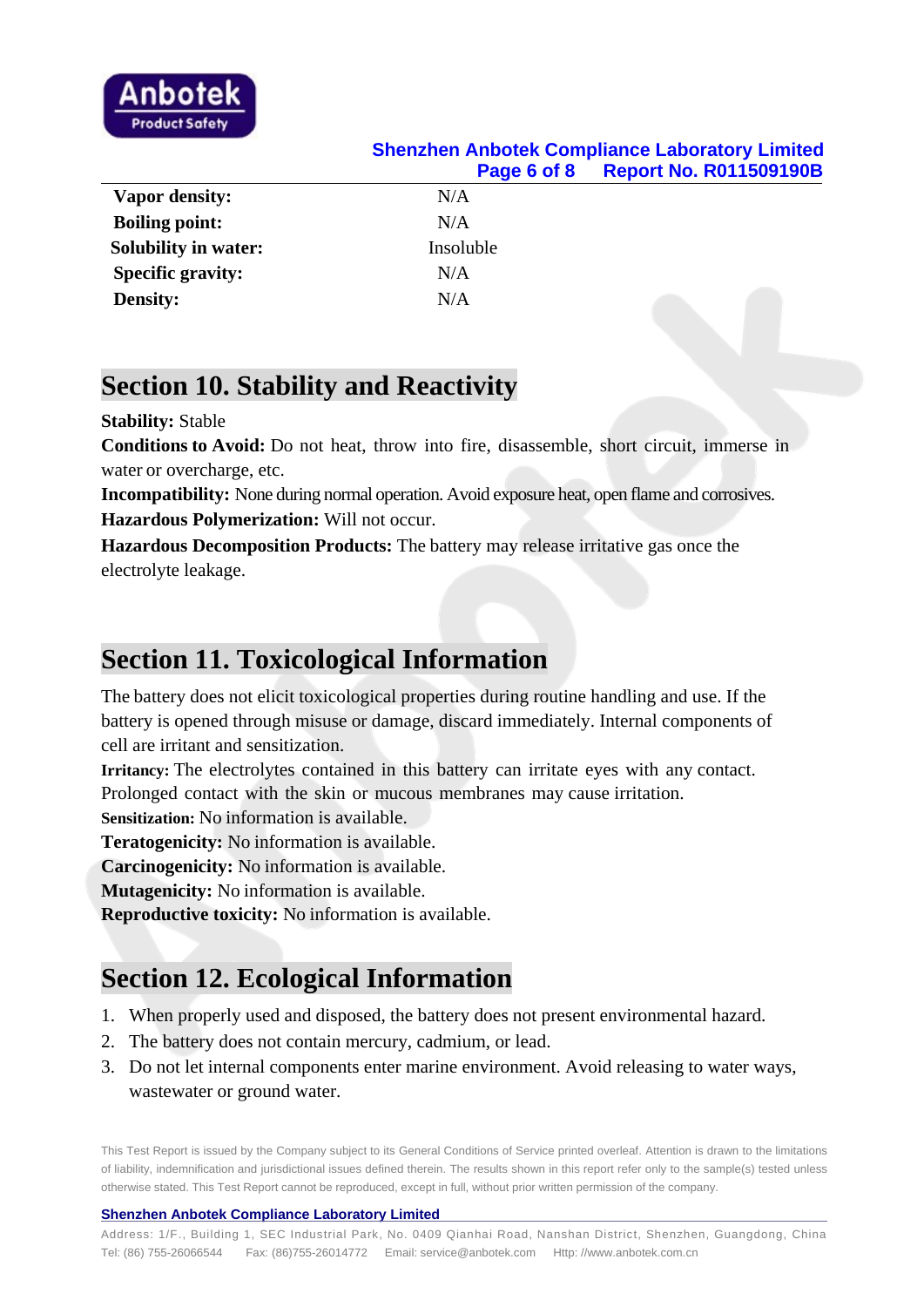| | |
|---|---|
| **Vapor density:** | N/A |
| **Boiling point:** | N/A |
| **Solubility in water:** | Insoluble |
| **Specific gravity:** | N/A |
| **Density:** | N/A |

## Section 10. Stability and Reactivity

**Stability:** Stable

**Conditions to Avoid:** Do not heat, throw into fire, disassemble, short circuit, immerse in water or overcharge, etc.

**Incompatibility:** None during normal operation. Avoid exposure heat, open flame and corrosives.

**Hazardous Polymerization:** Will not occur.

**Hazardous Decomposition Products:** The battery may release irritative gas once the electrolyte leakage.

## Section 11. Toxicological Information

The battery does not elicit toxicological properties during routine handling and use. If the battery is opened through misuse or damage, discard immediately. Internal components of cell are irritant and sensitization.

**Irritancy:** The electrolytes contained in this battery can irritate eyes with any contact. Prolonged contact with the skin or mucous membranes may cause irritation.

**Sensitization:** No information is available.

**Teratogenicity:** No information is available.

**Carcinogenicity:** No information is available.

**Mutagenicity:** No information is available.

**Reproductive toxicity:** No information is available.

## Section 12. Ecological Information

1. When properly used and disposed, the battery does not present environmental hazard.
2. The battery does not contain mercury, cadmium, or lead.
3. Do not let internal components enter marine environment. Avoid releasing to water ways, wastewater or ground water.

This Test Report is issued by the Company subject to its General Conditions of Service printed overleaf. Attention is drawn to the limitations of liability, indemnification and jurisdictional issues defined therein. The results shown in this report refer only to the sample(s) tested unless otherwise stated. This Test Report cannot be reproduced, except in full, without prior written permission of the company.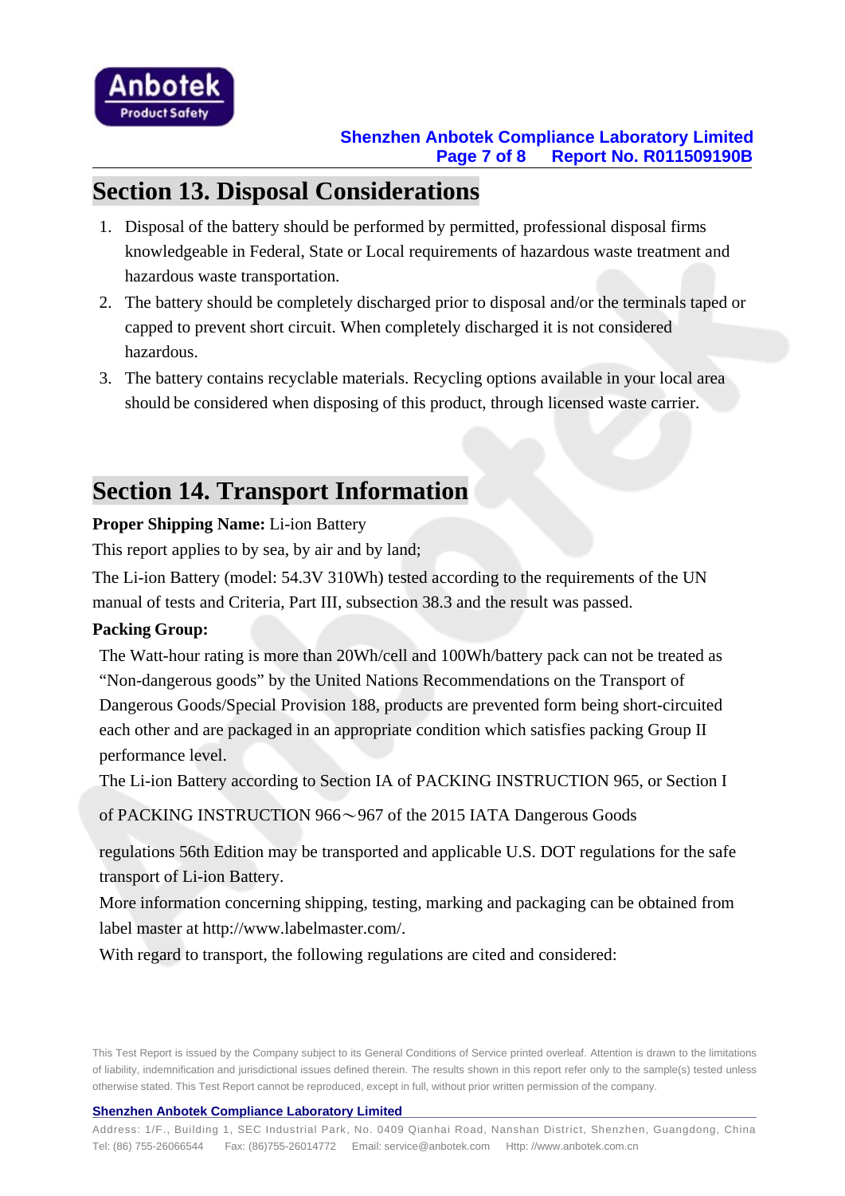## Section 13. Disposal Considerations

1. Disposal of the battery should be performed by permitted, professional disposal firms knowledgeable in Federal, State or Local requirements of hazardous waste treatment and hazardous waste transportation.
2. The battery should be completely discharged prior to disposal and/or the terminals taped or capped to prevent short circuit. When completely discharged it is not considered hazardous.
3. The battery contains recyclable materials. Recycling options available in your local area should be considered when disposing of this product, through licensed waste carrier.

## Section 14. Transport Information

**Proper Shipping Name:** Li-ion Battery

This report applies to by sea, by air and by land;

The Li-ion Battery (model: 54.3V 310Wh) tested according to the requirements of the UN manual of tests and Criteria, Part III, subsection 38.3 and the result was passed.

**Packing Group:**

The Watt-hour rating is more than 20Wh/cell and 100Wh/battery pack can not be treated as "Non-dangerous goods" by the United Nations Recommendations on the Transport of Dangerous Goods/Special Provision 188, products are prevented form being short-circuited each other and are packaged in an appropriate condition which satisfies packing Group II performance level.

The Li-ion Battery according to Section IA of PACKING INSTRUCTION 965, or Section I of PACKING INSTRUCTION 966～967 of the 2015 IATA Dangerous Goods regulations 56th Edition may be transported and applicable U.S. DOT regulations for the safe transport of Li-ion Battery.

More information concerning shipping, testing, marking and packaging can be obtained from label master at http://www.labelmaster.com/.

With regard to transport, the following regulations are cited and considered:

This Test Report is issued by the Company subject to its General Conditions of Service printed overleaf. Attention is drawn to the limitations of liability, indemnification and jurisdictional issues defined therein. The results shown in this report refer only to the sample(s) tested unless otherwise stated. This Test Report cannot be reproduced, except in full, without prior written permission of the company.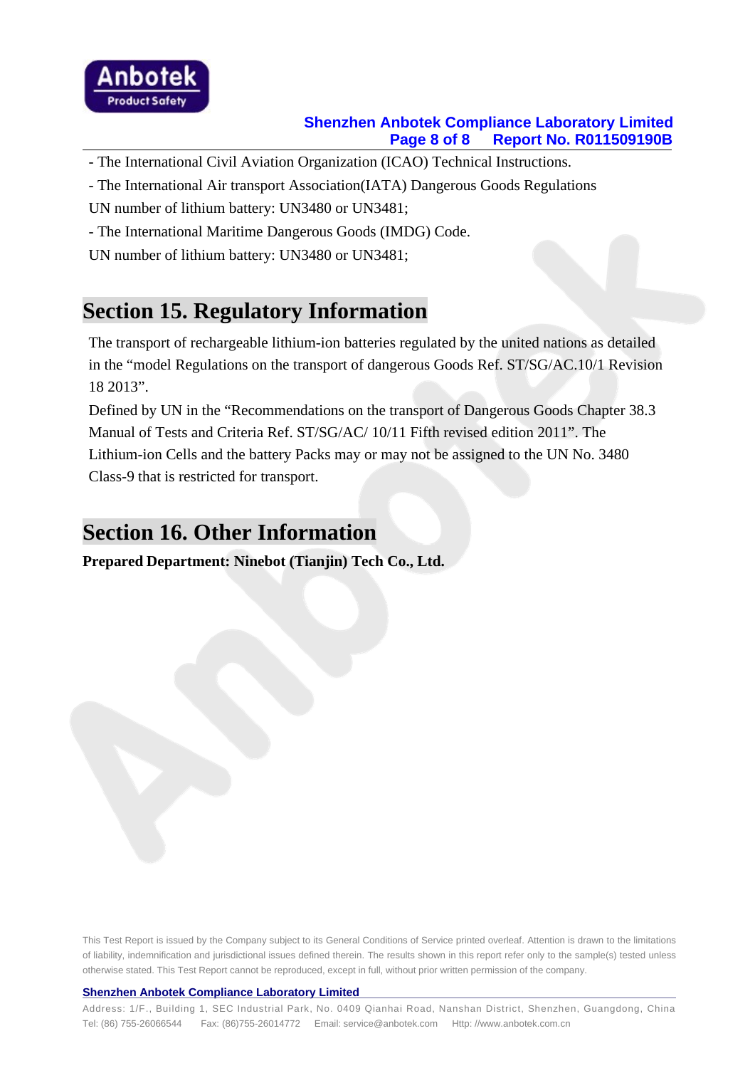- The International Civil Aviation Organization (ICAO) Technical Instructions.
- The International Air transport Association(IATA) Dangerous Goods Regulations

UN number of lithium battery: UN3480 or UN3481;

- The International Maritime Dangerous Goods (IMDG) Code.

UN number of lithium battery: UN3480 or UN3481;

## Section 15. Regulatory Information

The transport of rechargeable lithium-ion batteries regulated by the united nations as detailed in the “model Regulations on the transport of dangerous Goods Ref. ST/SG/AC.10/1 Revision 18 2013”.

Defined by UN in the “Recommendations on the transport of Dangerous Goods Chapter 38.3 Manual of Tests and Criteria Ref. ST/SG/AC/ 10/11 Fifth revised edition 2011”. The Lithium-ion Cells and the battery Packs may or may not be assigned to the UN No. 3480 Class-9 that is restricted for transport.

## Section 16. Other Information

**Prepared Department: Ninebot (Tianjin) Tech Co., Ltd.**

This Test Report is issued by the Company subject to its General Conditions of Service printed overleaf. Attention is drawn to the limitations of liability, indemnification and jurisdictional issues defined therein. The results shown in this report refer only to the sample(s) tested unless otherwise stated. This Test Report cannot be reproduced, except in full, without prior written permission of the company.